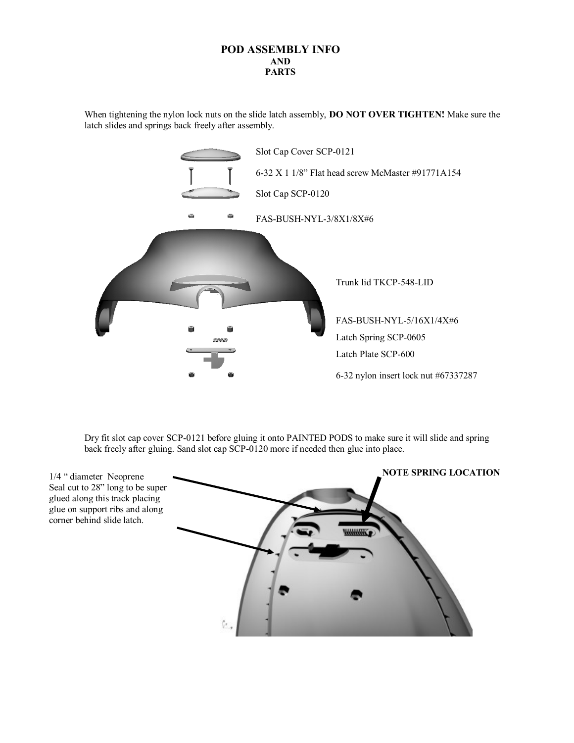# POD ASSEMBLY INFO
## AND
## PARTS

When tightening the nylon lock nuts on the slide latch assembly, **DO NOT OVER TIGHTEN!** Make sure the latch slides and springs back freely after assembly.

Slot Cap Cover SCP-0121

6-32 X 1 1/8" Flat head screw McMaster #91771A154

Slot Cap SCP-0120

FAS-BUSH-NYL-3/8X1/8X#6

Trunk lid TKCP-548-LID

FAS-BUSH-NYL-5/16X1/4X#6

Latch Spring SCP-0605

Latch Plate SCP-600

6-32 nylon insert lock nut #67337287

Dry fit slot cap cover SCP-0121 before gluing it onto PAINTED PODS to make sure it will slide and spring back freely after gluing. Sand slot cap SCP-0120 more if needed then glue into place.

1/4 " diameter Neoprene Seal cut to 28" long to be super glued along this track placing glue on support ribs and along corner behind slide latch.

**NOTE SPRING LOCATION**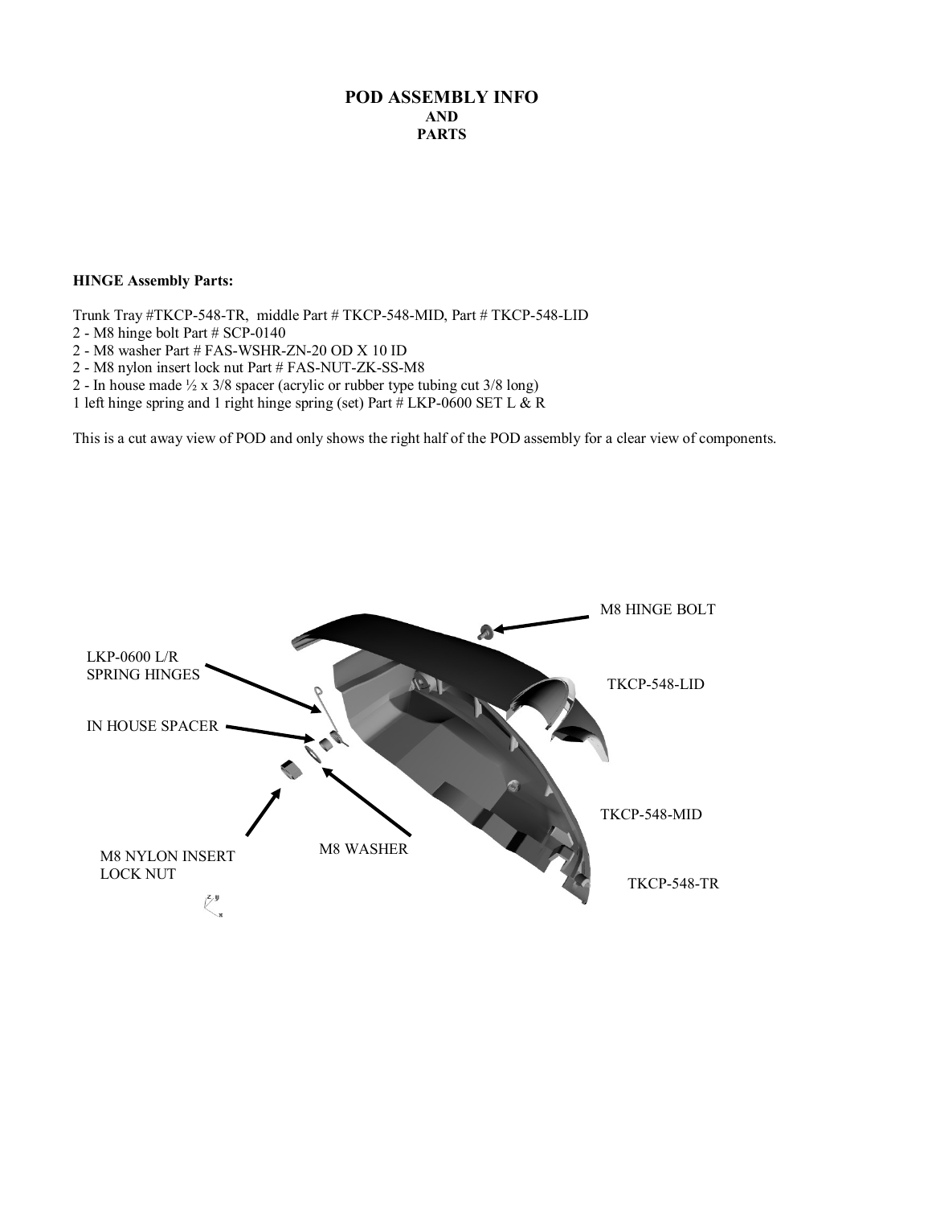# POD ASSEMBLY INFO
## AND
## PARTS

**HINGE Assembly Parts:**

Trunk Tray #TKCP-548-TR, middle Part # TKCP-548-MID, Part # TKCP-548-LID
2 - M8 hinge bolt Part # SCP-0140
2 - M8 washer Part # FAS-WSHR-ZN-20 OD X 10 ID
2 - M8 nylon insert lock nut Part # FAS-NUT-ZK-SS-M8
2 - In house made ½ x 3/8 spacer (acrylic or rubber type tubing cut 3/8 long)
1 left hinge spring and 1 right hinge spring (set) Part # LKP-0600 SET L & R

This is a cut away view of POD and only shows the right half of the POD assembly for a clear view of components.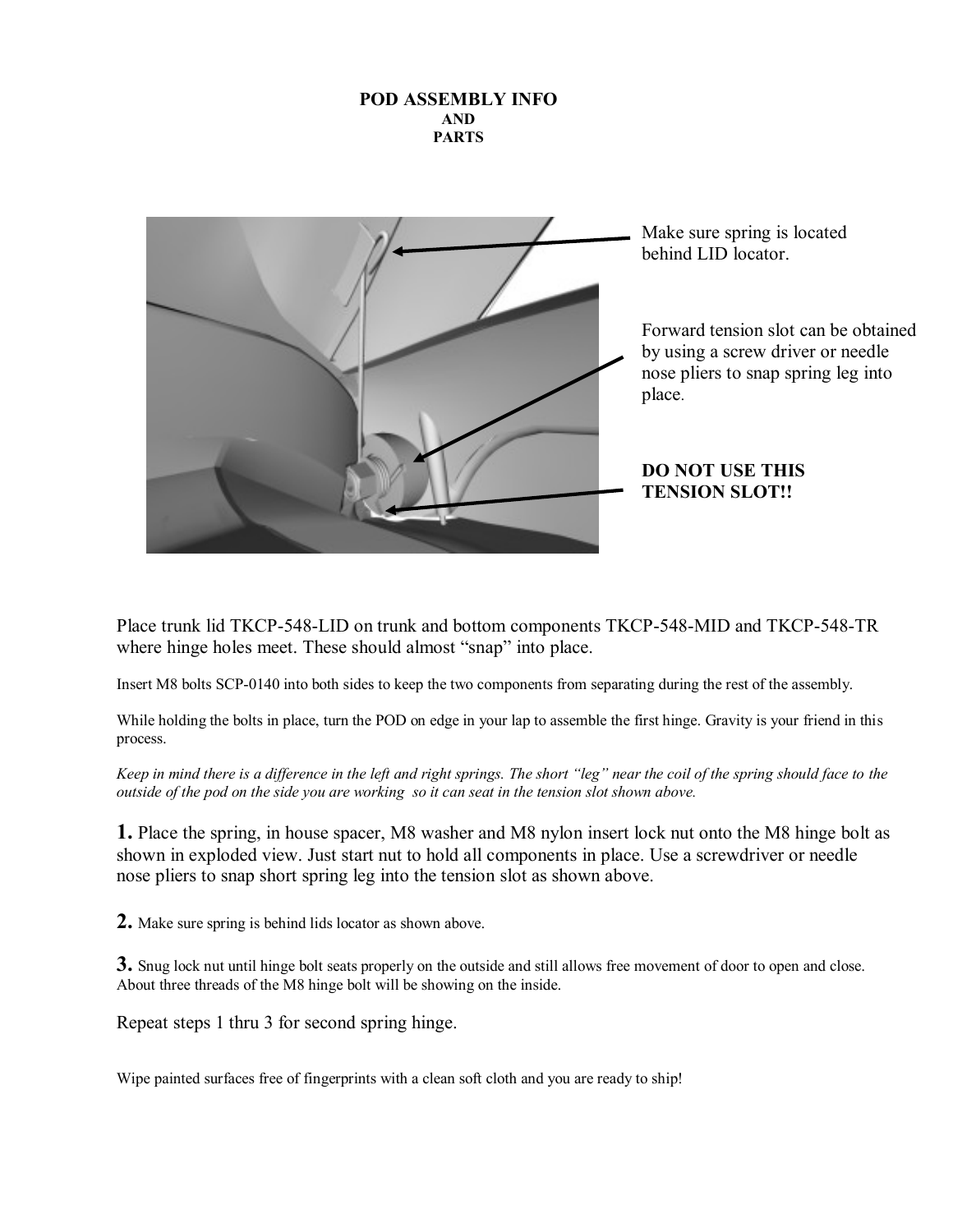# POD ASSEMBLY INFO
## AND
## PARTS

Make sure spring is located behind LID locator.

Forward tension slot can be obtained by using a screw driver or needle nose pliers to snap spring leg into place.

**DO NOT USE THIS TENSION SLOT!!**

Place trunk lid TKCP-548-LID on trunk and bottom components TKCP-548-MID and TKCP-548-TR where hinge holes meet. These should almost "snap" into place.

Insert M8 bolts SCP-0140 into both sides to keep the two components from separating during the rest of the assembly.

While holding the bolts in place, turn the POD on edge in your lap to assemble the first hinge. Gravity is your friend in this process.

*Keep in mind there is a difference in the left and right springs. The short "leg" near the coil of the spring should face to the outside of the pod on the side you are working so it can seat in the tension slot shown above.*

**1.** Place the spring, in house spacer, M8 washer and M8 nylon insert lock nut onto the M8 hinge bolt as shown in exploded view. Just start nut to hold all components in place. Use a screwdriver or needle nose pliers to snap short spring leg into the tension slot as shown above.

**2.** Make sure spring is behind lids locator as shown above.

**3.** Snug lock nut until hinge bolt seats properly on the outside and still allows free movement of door to open and close. About three threads of the M8 hinge bolt will be showing on the inside.

Repeat steps 1 thru 3 for second spring hinge.

Wipe painted surfaces free of fingerprints with a clean soft cloth and you are ready to ship!